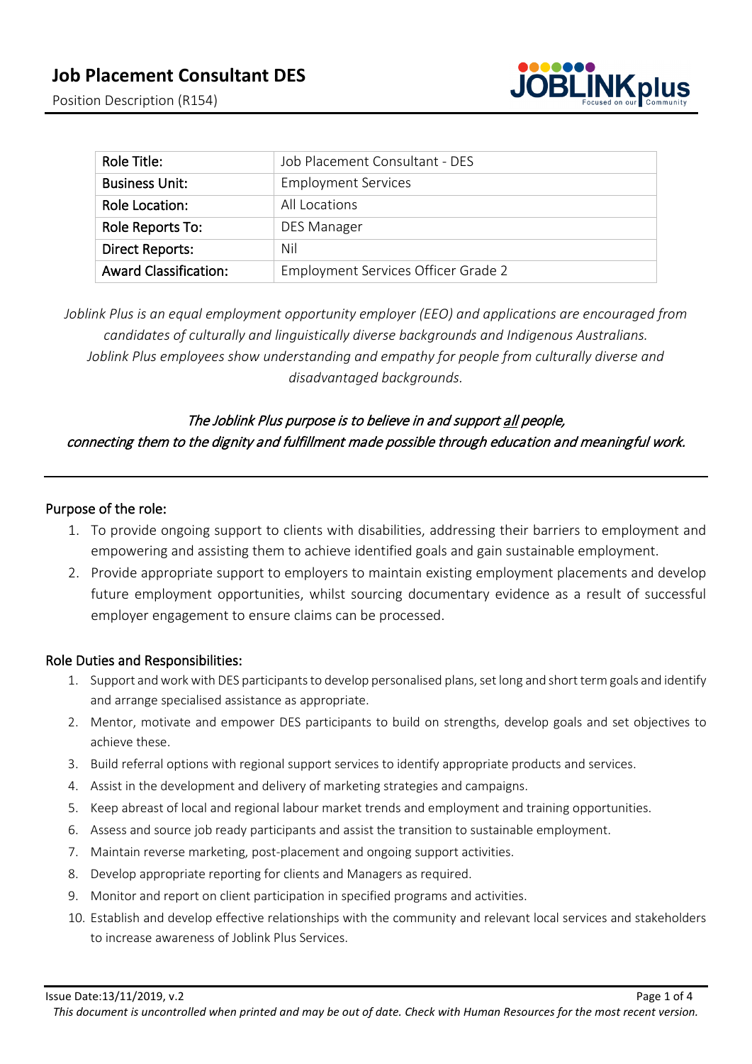# Job Placement Consultant DES

Position Description (R154)

| Role Title: | Job Placement Consultant - DES |
|---|---|
| Business Unit: | Employment Services |
| Role Location: | All Locations |
| Role Reports To: | DES Manager |
| Direct Reports: | Nil |
| Award Classification: | Employment Services Officer Grade 2 |

*Joblink Plus is an equal employment opportunity employer (EEO) and applications are encouraged from candidates of culturally and linguistically diverse backgrounds and Indigenous Australians. Joblink Plus employees show understanding and empathy for people from culturally diverse and disadvantaged backgrounds.*

*The Joblink Plus purpose is to believe in and support all people, connecting them to the dignity and fulfillment made possible through education and meaningful work.*

## Purpose of the role:

1. To provide ongoing support to clients with disabilities, addressing their barriers to employment and empowering and assisting them to achieve identified goals and gain sustainable employment.
2. Provide appropriate support to employers to maintain existing employment placements and develop future employment opportunities, whilst sourcing documentary evidence as a result of successful employer engagement to ensure claims can be processed.

## Role Duties and Responsibilities:

1. Support and work with DES participants to develop personalised plans, set long and short term goals and identify and arrange specialised assistance as appropriate.
2. Mentor, motivate and empower DES participants to build on strengths, develop goals and set objectives to achieve these.
3. Build referral options with regional support services to identify appropriate products and services.
4. Assist in the development and delivery of marketing strategies and campaigns.
5. Keep abreast of local and regional labour market trends and employment and training opportunities.
6. Assess and source job ready participants and assist the transition to sustainable employment.
7. Maintain reverse marketing, post-placement and ongoing support activities.
8. Develop appropriate reporting for clients and Managers as required.
9. Monitor and report on client participation in specified programs and activities.
10. Establish and develop effective relationships with the community and relevant local services and stakeholders to increase awareness of Joblink Plus Services.

Issue Date:13/11/2019, v.2

*This document is uncontrolled when printed and may be out of date. Check with Human Resources for the most recent version.*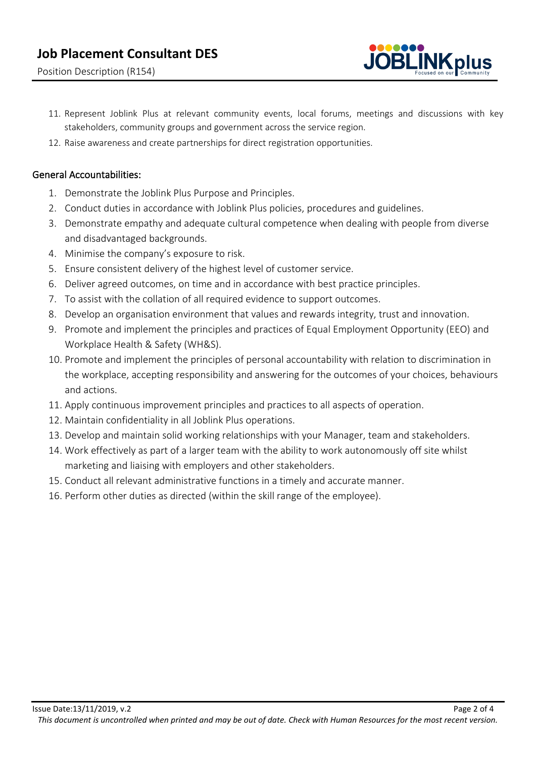11. Represent Joblink Plus at relevant community events, local forums, meetings and discussions with key stakeholders, community groups and government across the service region.
12. Raise awareness and create partnerships for direct registration opportunities.

## General Accountabilities:

1. Demonstrate the Joblink Plus Purpose and Principles.
2. Conduct duties in accordance with Joblink Plus policies, procedures and guidelines.
3. Demonstrate empathy and adequate cultural competence when dealing with people from diverse and disadvantaged backgrounds.
4. Minimise the company's exposure to risk.
5. Ensure consistent delivery of the highest level of customer service.
6. Deliver agreed outcomes, on time and in accordance with best practice principles.
7. To assist with the collation of all required evidence to support outcomes.
8. Develop an organisation environment that values and rewards integrity, trust and innovation.
9. Promote and implement the principles and practices of Equal Employment Opportunity (EEO) and Workplace Health & Safety (WH&S).
10. Promote and implement the principles of personal accountability with relation to discrimination in the workplace, accepting responsibility and answering for the outcomes of your choices, behaviours and actions.
11. Apply continuous improvement principles and practices to all aspects of operation.
12. Maintain confidentiality in all Joblink Plus operations.
13. Develop and maintain solid working relationships with your Manager, team and stakeholders.
14. Work effectively as part of a larger team with the ability to work autonomously off site whilst marketing and liaising with employers and other stakeholders.
15. Conduct all relevant administrative functions in a timely and accurate manner.
16. Perform other duties as directed (within the skill range of the employee).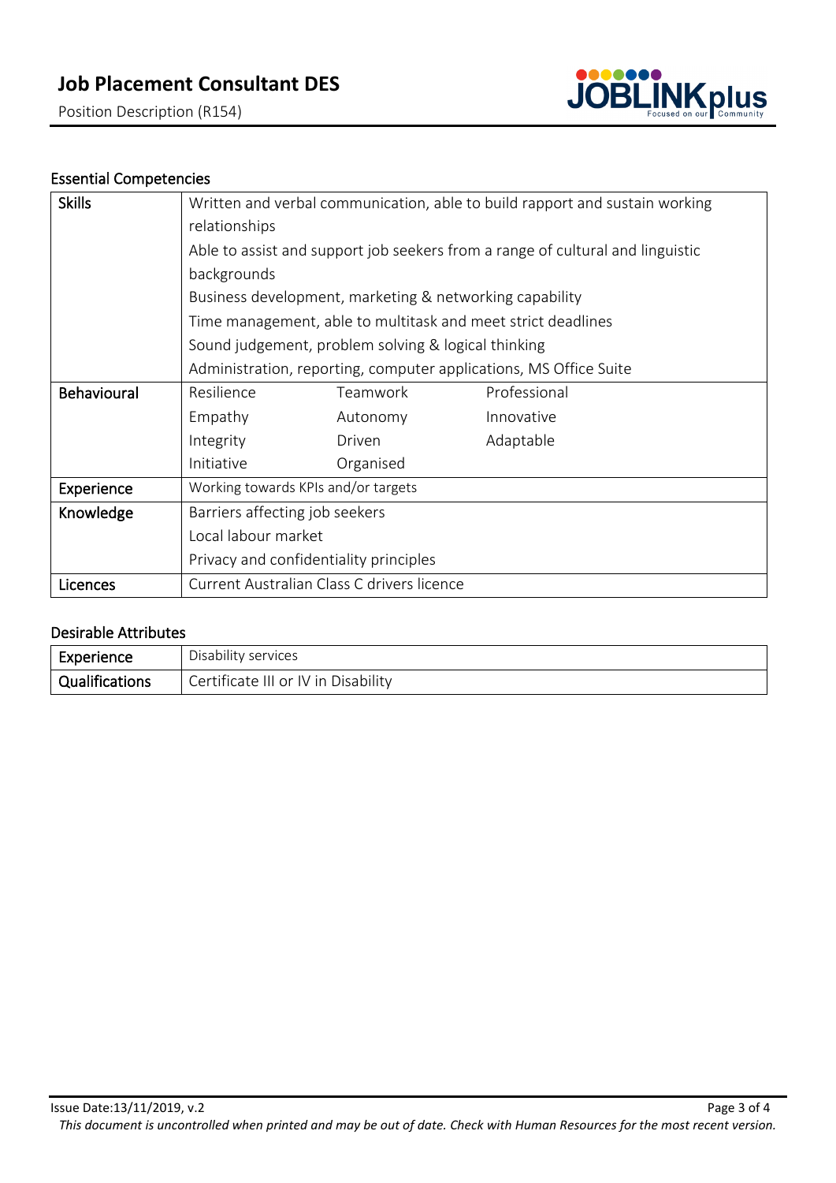## Essential Competencies

| | | | |
|---|---|---|---|
| **Skills** | Written and verbal communication, able to build rapport and sustain working relationships<br>Able to assist and support job seekers from a range of cultural and linguistic backgrounds<br>Business development, marketing & networking capability<br>Time management, able to multitask and meet strict deadlines<br>Sound judgement, problem solving & logical thinking<br>Administration, reporting, computer applications, MS Office Suite | | |
| **Behavioural** | Resilience<br>Empathy<br>Integrity<br>Initiative | Teamwork<br>Autonomy<br>Driven<br>Organised | Professional<br>Innovative<br>Adaptable |
| **Experience** | Working towards KPIs and/or targets | | |
| **Knowledge** | Barriers affecting job seekers<br>Local labour market<br>Privacy and confidentiality principles | | |
| **Licences** | Current Australian Class C drivers licence | | |

## Desirable Attributes

| | |
|---|---|
| **Experience** | Disability services |
| **Qualifications** | Certificate III or IV in Disability |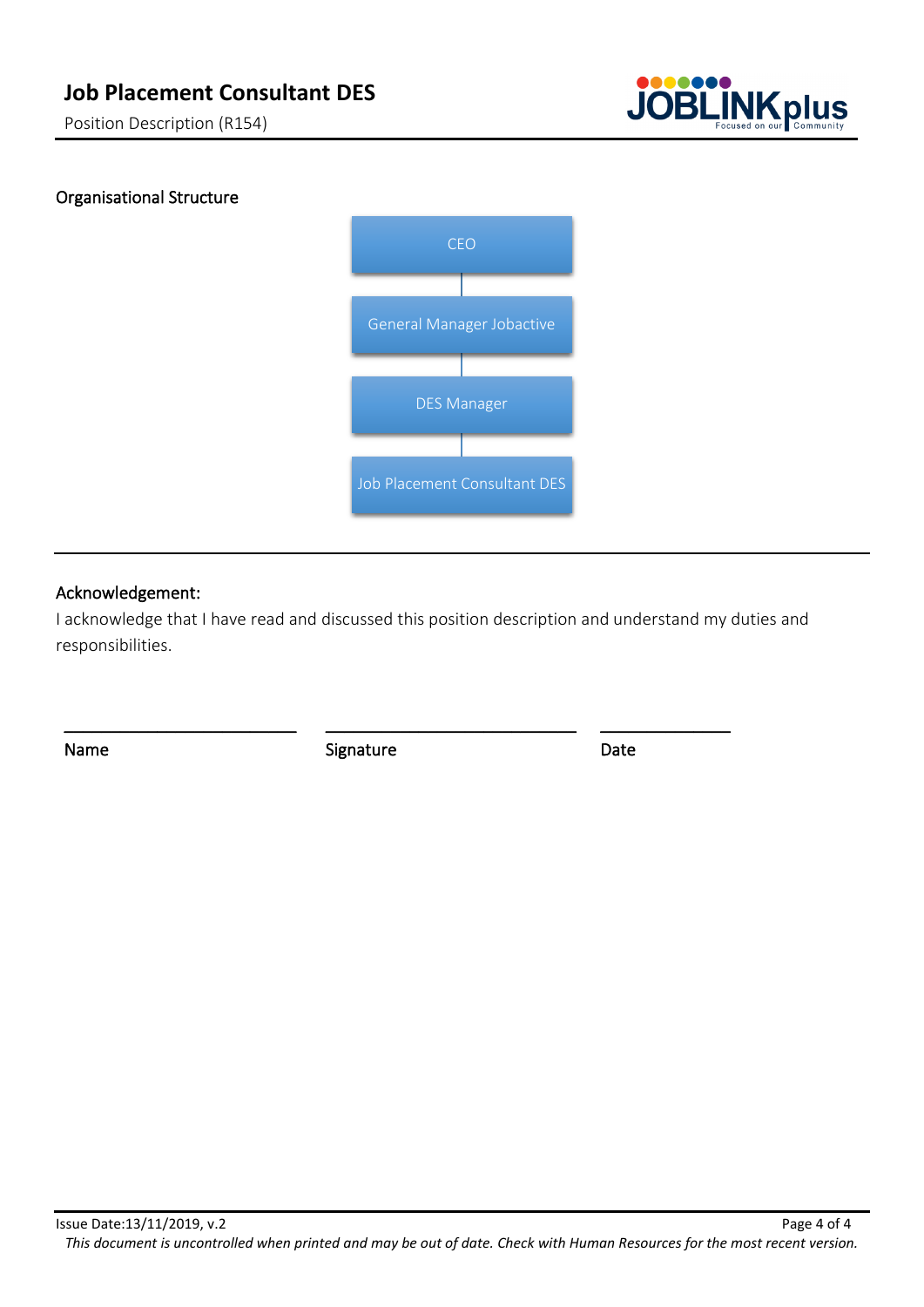## Organisational Structure

CEO

General Manager Jobactive

DES Manager

Job Placement Consultant DES

## Acknowledgement:

I acknowledge that I have read and discussed this position description and understand my duties and responsibilities.

| Name | Signature | Date |
|---|---|---|
| | | |

*This document is uncontrolled when printed and may be out of date. Check with Human Resources for the most recent version.*